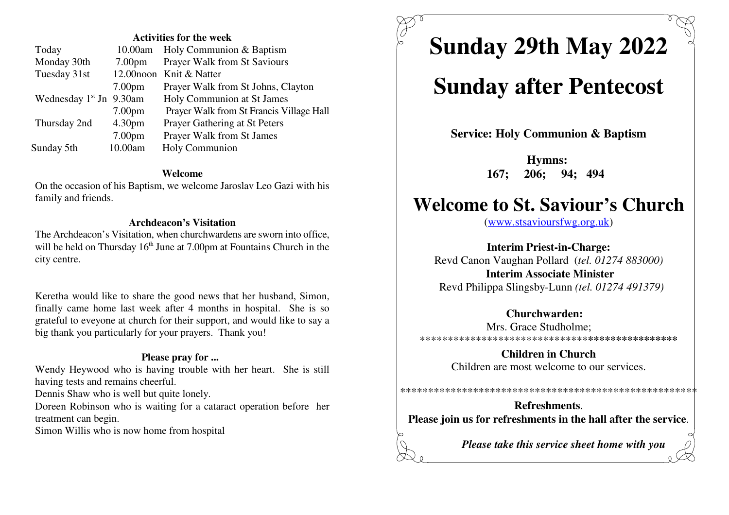### Activities for the week

| | | |
|---|---|---|
| Today | 10.00am | Holy Communion & Baptism |
| Monday 30th | 7.00pm | Prayer Walk from St Saviours |
| Tuesday 31st | 12.00noon | Knit & Natter |
| | 7.00pm | Prayer Walk from St Johns, Clayton |
| Wednesday 1st Jn | 9.30am | Holy Communion at St James |
| | 7.00pm | Prayer Walk from St Francis Village Hall |
| Thursday 2nd | 4.30pm | Prayer Gathering at St Peters |
| | 7.00pm | Prayer Walk from St James |
| Sunday 5th | 10.00am | Holy Communion |

### Welcome

On the occasion of his Baptism, we welcome Jaroslav Leo Gazi with his family and friends.

### Archdeacon's Visitation

The Archdeacon's Visitation, when churchwardens are sworn into office, will be held on Thursday 16th June at 7.00pm at Fountains Church in the city centre.

Keretha would like to share the good news that her husband, Simon, finally came home last week after 4 months in hospital. She is so grateful to eveyone at church for their support, and would like to say a big thank you particularly for your prayers. Thank you!

### Please pray for ...

Wendy Heywood who is having trouble with her heart. She is still having tests and remains cheerful.

Dennis Shaw who is well but quite lonely.

Doreen Robinson who is waiting for a cataract operation before her treatment can begin.

Simon Willis who is now home from hospital

# Sunday 29th May 2022

# Sunday after Pentecost

**Service: Holy Communion & Baptism**

**Hymns:**
**167; 206; 94; 494**

# Welcome to St. Saviour's Church

(www.stsavioursfwg.org.uk)

**Interim Priest-in-Charge:**
Revd Canon Vaughan Pollard (*tel. 01274 883000)*
**Interim Associate Minister**
Revd Philippa Slingsby-Lunn *(tel. 01274 491379)*

**Churchwarden:**
Mrs. Grace Studholme;

**********************************************

**Children in Church**
Children are most welcome to our services.

*****************************************************

**Refreshments**.
**Please join us for refreshments in the hall after the service**.

***Please take this service sheet home with you***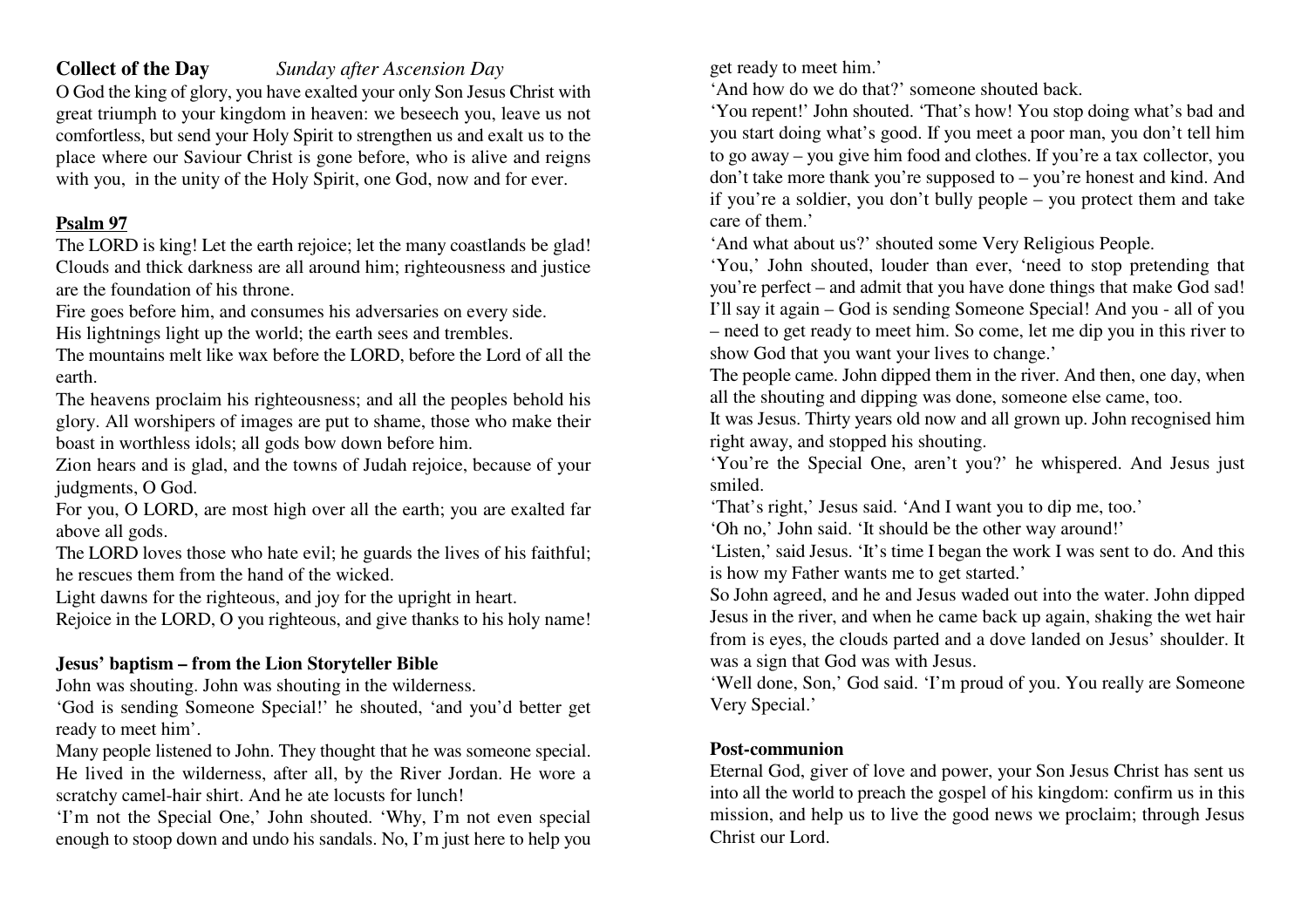**Collect of the Day** *Sunday after Ascension Day*

O God the king of glory, you have exalted your only Son Jesus Christ with great triumph to your kingdom in heaven: we beseech you, leave us not comfortless, but send your Holy Spirit to strengthen us and exalt us to the place where our Saviour Christ is gone before, who is alive and reigns with you, in the unity of the Holy Spirit, one God, now and for ever.

**Psalm 97**

The LORD is king! Let the earth rejoice; let the many coastlands be glad! Clouds and thick darkness are all around him; righteousness and justice are the foundation of his throne.

Fire goes before him, and consumes his adversaries on every side.

His lightnings light up the world; the earth sees and trembles.

The mountains melt like wax before the LORD, before the Lord of all the earth.

The heavens proclaim his righteousness; and all the peoples behold his glory. All worshipers of images are put to shame, those who make their boast in worthless idols; all gods bow down before him.

Zion hears and is glad, and the towns of Judah rejoice, because of your judgments, O God.

For you, O LORD, are most high over all the earth; you are exalted far above all gods.

The LORD loves those who hate evil; he guards the lives of his faithful; he rescues them from the hand of the wicked.

Light dawns for the righteous, and joy for the upright in heart.

Rejoice in the LORD, O you righteous, and give thanks to his holy name!

**Jesus' baptism – from the Lion Storyteller Bible**

John was shouting. John was shouting in the wilderness.

'God is sending Someone Special!' he shouted, 'and you'd better get ready to meet him'.

Many people listened to John. They thought that he was someone special. He lived in the wilderness, after all, by the River Jordan. He wore a scratchy camel-hair shirt. And he ate locusts for lunch!

'I'm not the Special One,' John shouted. 'Why, I'm not even special enough to stoop down and undo his sandals. No, I'm just here to help you get ready to meet him.'

'And how do we do that?' someone shouted back.

'You repent!' John shouted. 'That's how! You stop doing what's bad and you start doing what's good. If you meet a poor man, you don't tell him to go away – you give him food and clothes. If you're a tax collector, you don't take more thank you're supposed to – you're honest and kind. And if you're a soldier, you don't bully people – you protect them and take care of them.'

'And what about us?' shouted some Very Religious People.

'You,' John shouted, louder than ever, 'need to stop pretending that you're perfect – and admit that you have done things that make God sad! I'll say it again – God is sending Someone Special! And you - all of you – need to get ready to meet him. So come, let me dip you in this river to show God that you want your lives to change.'

The people came. John dipped them in the river. And then, one day, when all the shouting and dipping was done, someone else came, too.

It was Jesus. Thirty years old now and all grown up. John recognised him right away, and stopped his shouting.

'You're the Special One, aren't you?' he whispered. And Jesus just smiled.

'That's right,' Jesus said. 'And I want you to dip me, too.'

'Oh no,' John said. 'It should be the other way around!'

'Listen,' said Jesus. 'It's time I began the work I was sent to do. And this is how my Father wants me to get started.'

So John agreed, and he and Jesus waded out into the water. John dipped Jesus in the river, and when he came back up again, shaking the wet hair from is eyes, the clouds parted and a dove landed on Jesus' shoulder. It was a sign that God was with Jesus.

'Well done, Son,' God said. 'I'm proud of you. You really are Someone Very Special.'

**Post-communion**

Eternal God, giver of love and power, your Son Jesus Christ has sent us into all the world to preach the gospel of his kingdom: confirm us in this mission, and help us to live the good news we proclaim; through Jesus Christ our Lord.